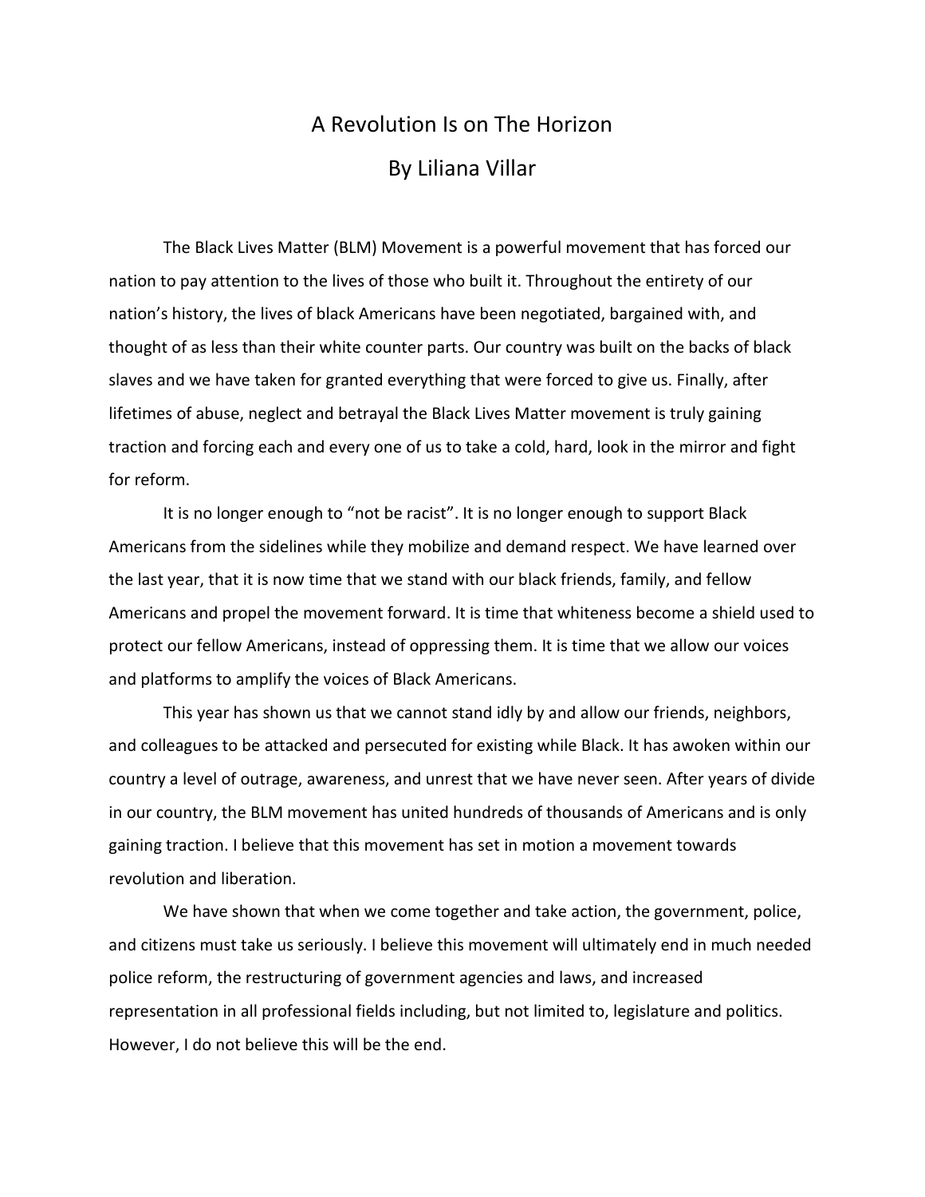# A Revolution Is on The Horizon

## By Liliana Villar

The Black Lives Matter (BLM) Movement is a powerful movement that has forced our nation to pay attention to the lives of those who built it. Throughout the entirety of our nation's history, the lives of black Americans have been negotiated, bargained with, and thought of as less than their white counter parts. Our country was built on the backs of black slaves and we have taken for granted everything that were forced to give us. Finally, after lifetimes of abuse, neglect and betrayal the Black Lives Matter movement is truly gaining traction and forcing each and every one of us to take a cold, hard, look in the mirror and fight for reform.

It is no longer enough to "not be racist". It is no longer enough to support Black Americans from the sidelines while they mobilize and demand respect. We have learned over the last year, that it is now time that we stand with our black friends, family, and fellow Americans and propel the movement forward. It is time that whiteness become a shield used to protect our fellow Americans, instead of oppressing them. It is time that we allow our voices and platforms to amplify the voices of Black Americans.

This year has shown us that we cannot stand idly by and allow our friends, neighbors, and colleagues to be attacked and persecuted for existing while Black. It has awoken within our country a level of outrage, awareness, and unrest that we have never seen. After years of divide in our country, the BLM movement has united hundreds of thousands of Americans and is only gaining traction. I believe that this movement has set in motion a movement towards revolution and liberation.

We have shown that when we come together and take action, the government, police, and citizens must take us seriously. I believe this movement will ultimately end in much needed police reform, the restructuring of government agencies and laws, and increased representation in all professional fields including, but not limited to, legislature and politics. However, I do not believe this will be the end.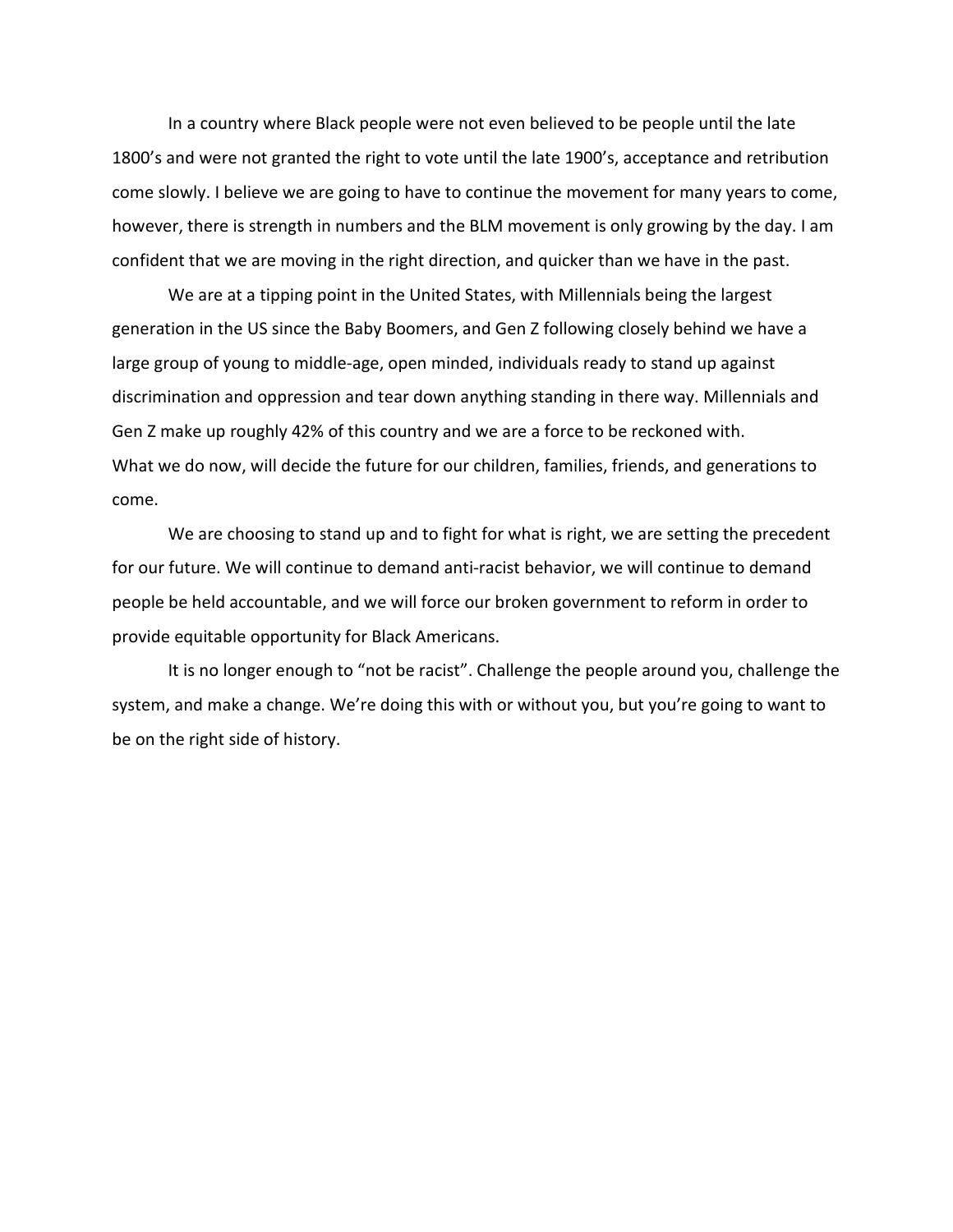In a country where Black people were not even believed to be people until the late 1800's and were not granted the right to vote until the late 1900's, acceptance and retribution come slowly. I believe we are going to have to continue the movement for many years to come, however, there is strength in numbers and the BLM movement is only growing by the day. I am confident that we are moving in the right direction, and quicker than we have in the past.

We are at a tipping point in the United States, with Millennials being the largest generation in the US since the Baby Boomers, and Gen Z following closely behind we have a large group of young to middle-age, open minded, individuals ready to stand up against discrimination and oppression and tear down anything standing in there way. Millennials and Gen Z make up roughly 42% of this country and we are a force to be reckoned with.
What we do now, will decide the future for our children, families, friends, and generations to come.

We are choosing to stand up and to fight for what is right, we are setting the precedent for our future. We will continue to demand anti-racist behavior, we will continue to demand people be held accountable, and we will force our broken government to reform in order to provide equitable opportunity for Black Americans.

It is no longer enough to "not be racist". Challenge the people around you, challenge the system, and make a change. We're doing this with or without you, but you're going to want to be on the right side of history.